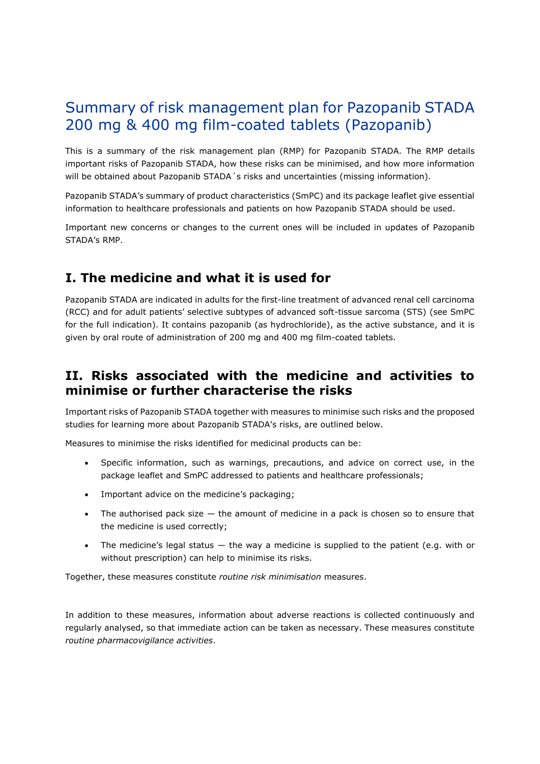# Summary of risk management plan for Pazopanib STADA 200 mg & 400 mg film-coated tablets (Pazopanib)

This is a summary of the risk management plan (RMP) for Pazopanib STADA. The RMP details important risks of Pazopanib STADA, how these risks can be minimised, and how more information will be obtained about Pazopanib STADA´s risks and uncertainties (missing information).

Pazopanib STADA's summary of product characteristics (SmPC) and its package leaflet give essential information to healthcare professionals and patients on how Pazopanib STADA should be used.

Important new concerns or changes to the current ones will be included in updates of Pazopanib STADA's RMP.

## I. The medicine and what it is used for

Pazopanib STADA are indicated in adults for the first-line treatment of advanced renal cell carcinoma (RCC) and for adult patients' selective subtypes of advanced soft-tissue sarcoma (STS) (see SmPC for the full indication). It contains pazopanib (as hydrochloride), as the active substance, and it is given by oral route of administration of 200 mg and 400 mg film-coated tablets.

## II. Risks associated with the medicine and activities to minimise or further characterise the risks

Important risks of Pazopanib STADA together with measures to minimise such risks and the proposed studies for learning more about Pazopanib STADA's risks, are outlined below.

Measures to minimise the risks identified for medicinal products can be:

- Specific information, such as warnings, precautions, and advice on correct use, in the package leaflet and SmPC addressed to patients and healthcare professionals;
- Important advice on the medicine's packaging;
- The authorised pack size — the amount of medicine in a pack is chosen so to ensure that the medicine is used correctly;
- The medicine's legal status — the way a medicine is supplied to the patient (e.g. with or without prescription) can help to minimise its risks.

Together, these measures constitute *routine risk minimisation* measures.

In addition to these measures, information about adverse reactions is collected continuously and regularly analysed, so that immediate action can be taken as necessary. These measures constitute *routine pharmacovigilance activities*.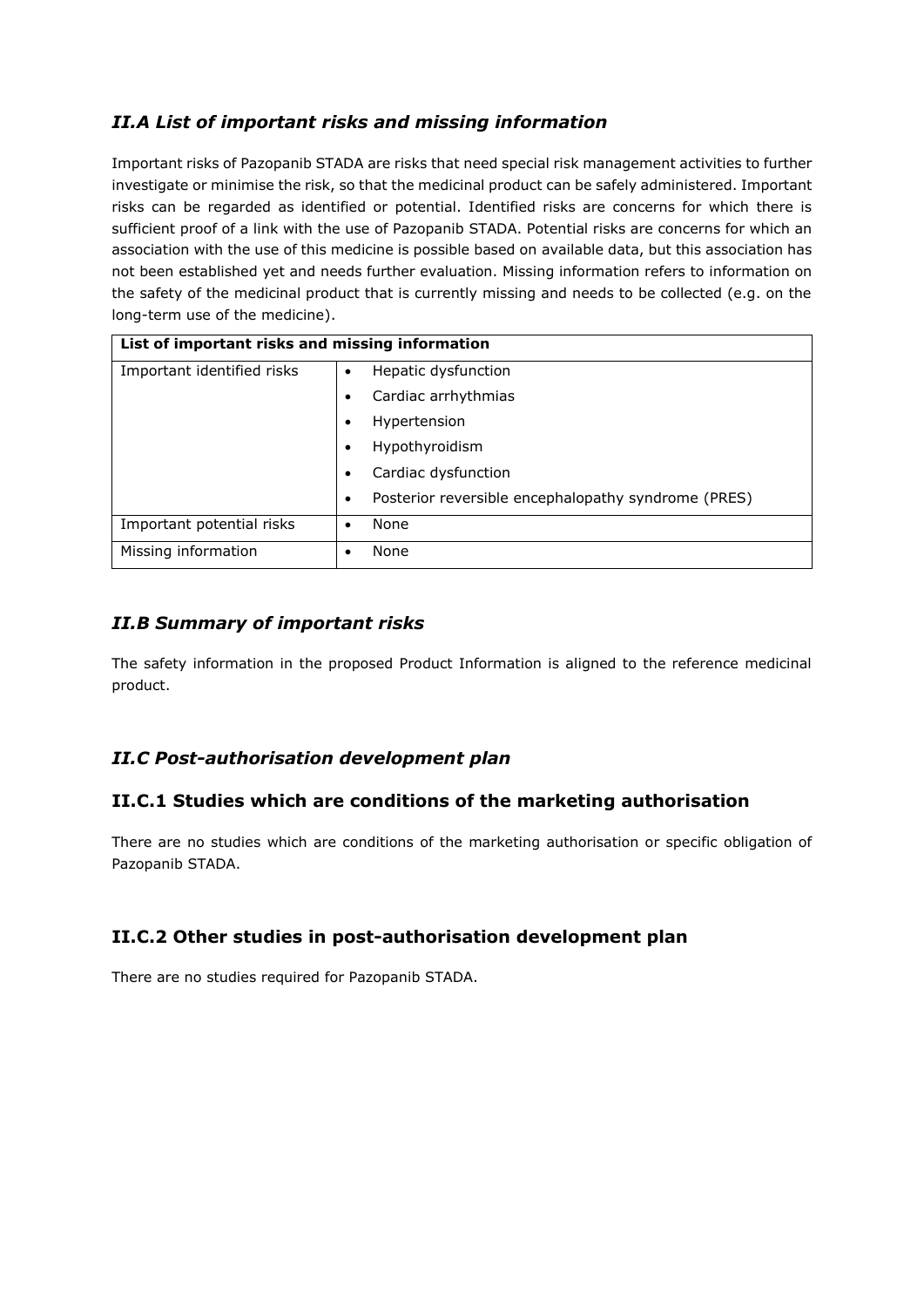## *II.A List of important risks and missing information*

Important risks of Pazopanib STADA are risks that need special risk management activities to further investigate or minimise the risk, so that the medicinal product can be safely administered. Important risks can be regarded as identified or potential. Identified risks are concerns for which there is sufficient proof of a link with the use of Pazopanib STADA. Potential risks are concerns for which an association with the use of this medicine is possible based on available data, but this association has not been established yet and needs further evaluation. Missing information refers to information on the safety of the medicinal product that is currently missing and needs to be collected (e.g. on the long-term use of the medicine).

| **List of important risks and missing information** | |
|---|---|
| Important identified risks | • Hepatic dysfunction<br>• Cardiac arrhythmias<br>• Hypertension<br>• Hypothyroidism<br>• Cardiac dysfunction<br>• Posterior reversible encephalopathy syndrome (PRES) |
| Important potential risks | • None |
| Missing information | • None |

## *II.B Summary of important risks*

The safety information in the proposed Product Information is aligned to the reference medicinal product.

## *II.C Post-authorisation development plan*

### II.C.1 Studies which are conditions of the marketing authorisation

There are no studies which are conditions of the marketing authorisation or specific obligation of Pazopanib STADA.

### II.C.2 Other studies in post-authorisation development plan

There are no studies required for Pazopanib STADA.